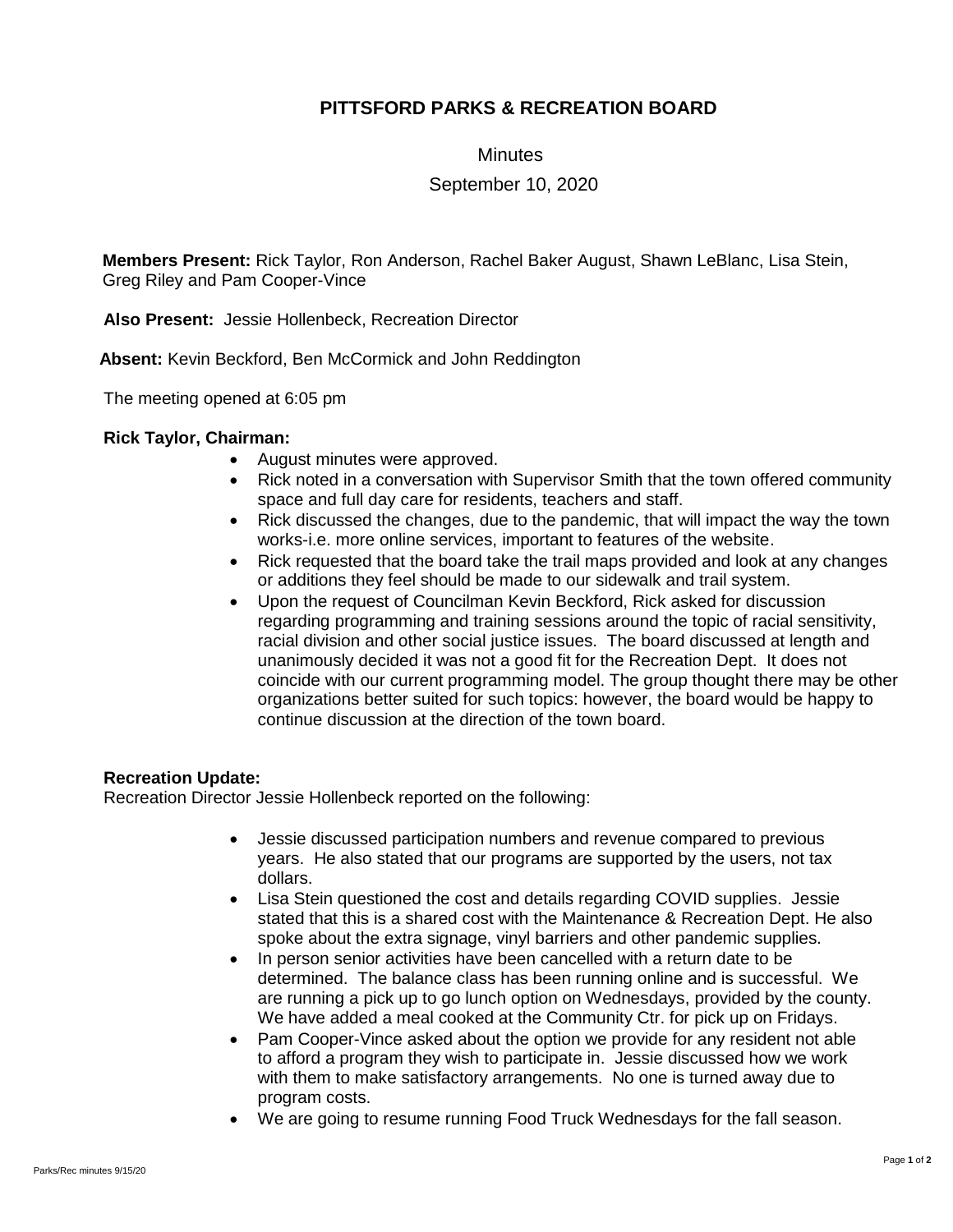# PITTSFORD PARKS & RECREATION BOARD

Minutes

September 10, 2020

**Members Present:** Rick Taylor, Ron Anderson, Rachel Baker August, Shawn LeBlanc, Lisa Stein, Greg Riley and Pam Cooper-Vince

**Also Present:** Jessie Hollenbeck, Recreation Director

**Absent:** Kevin Beckford, Ben McCormick and John Reddington

The meeting opened at 6:05 pm

**Rick Taylor, Chairman:**

- August minutes were approved.
- Rick noted in a conversation with Supervisor Smith that the town offered community space and full day care for residents, teachers and staff.
- Rick discussed the changes, due to the pandemic, that will impact the way the town works-i.e. more online services, important to features of the website.
- Rick requested that the board take the trail maps provided and look at any changes or additions they feel should be made to our sidewalk and trail system.
- Upon the request of Councilman Kevin Beckford, Rick asked for discussion regarding programming and training sessions around the topic of racial sensitivity, racial division and other social justice issues. The board discussed at length and unanimously decided it was not a good fit for the Recreation Dept. It does not coincide with our current programming model. The group thought there may be other organizations better suited for such topics: however, the board would be happy to continue discussion at the direction of the town board.

**Recreation Update:**

Recreation Director Jessie Hollenbeck reported on the following:

- Jessie discussed participation numbers and revenue compared to previous years. He also stated that our programs are supported by the users, not tax dollars.
- Lisa Stein questioned the cost and details regarding COVID supplies. Jessie stated that this is a shared cost with the Maintenance & Recreation Dept. He also spoke about the extra signage, vinyl barriers and other pandemic supplies.
- In person senior activities have been cancelled with a return date to be determined. The balance class has been running online and is successful. We are running a pick up to go lunch option on Wednesdays, provided by the county. We have added a meal cooked at the Community Ctr. for pick up on Fridays.
- Pam Cooper-Vince asked about the option we provide for any resident not able to afford a program they wish to participate in. Jessie discussed how we work with them to make satisfactory arrangements. No one is turned away due to program costs.
- We are going to resume running Food Truck Wednesdays for the fall season.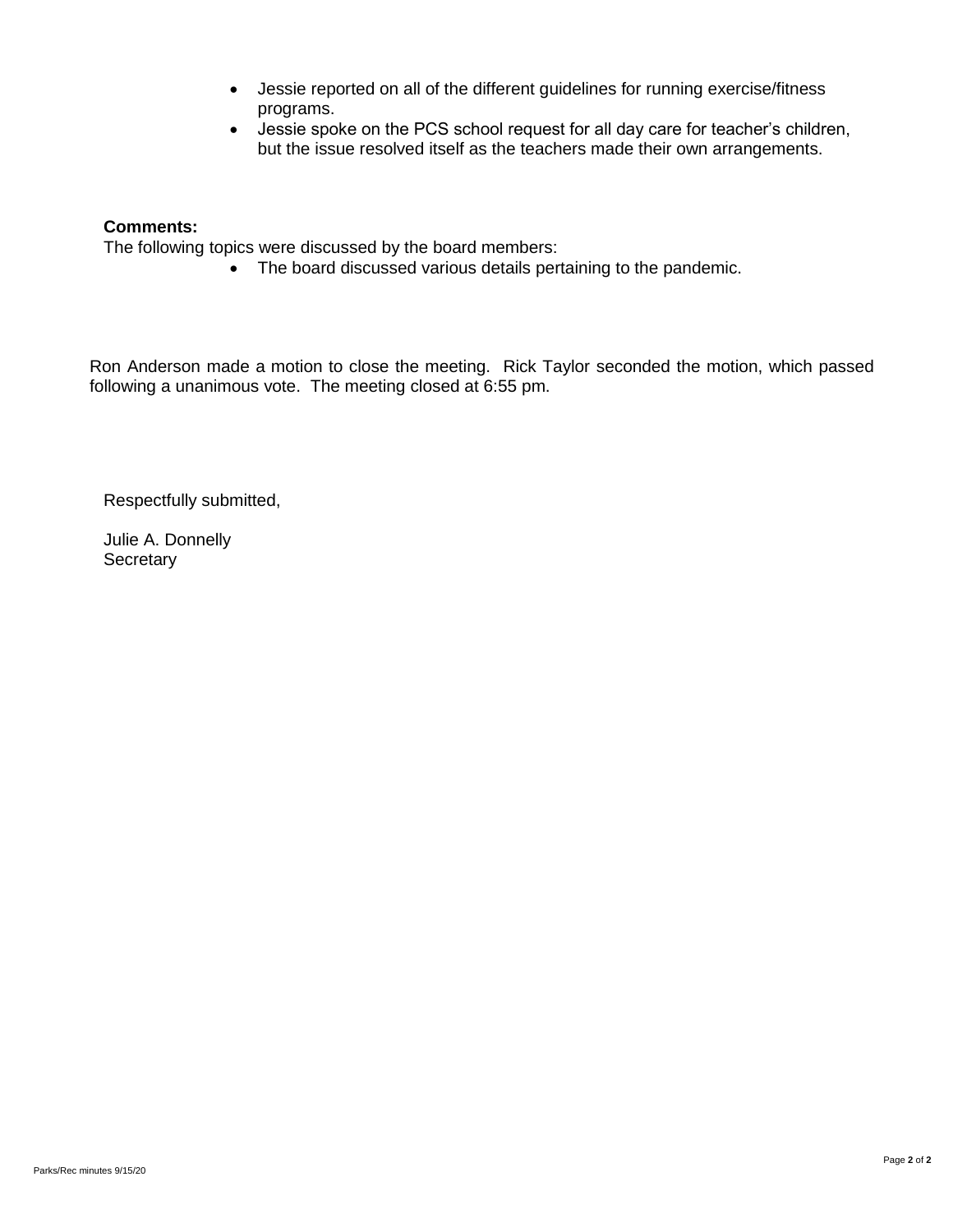- Jessie reported on all of the different guidelines for running exercise/fitness programs.
- Jessie spoke on the PCS school request for all day care for teacher's children, but the issue resolved itself as the teachers made their own arrangements.

**Comments:**

The following topics were discussed by the board members:

- The board discussed various details pertaining to the pandemic.

Ron Anderson made a motion to close the meeting. Rick Taylor seconded the motion, which passed following a unanimous vote. The meeting closed at 6:55 pm.

Respectfully submitted,

Julie A. Donnelly
Secretary